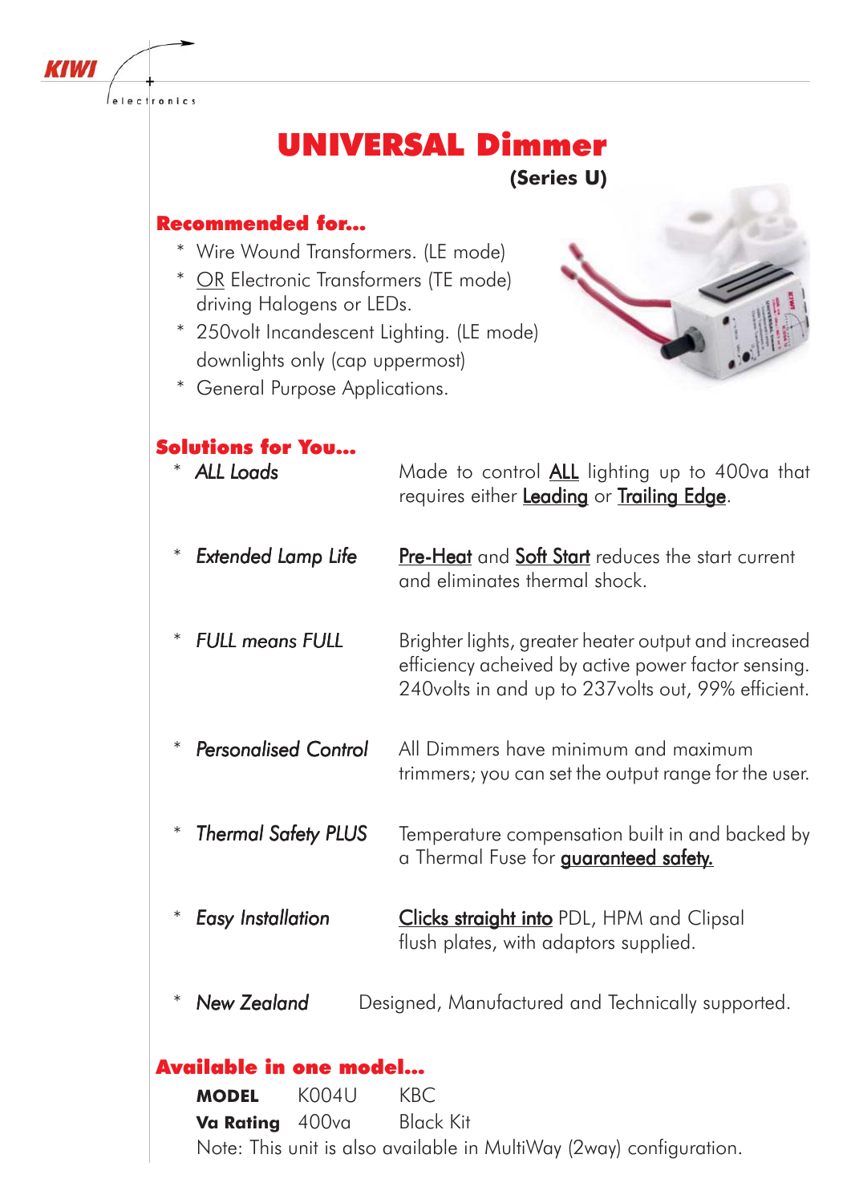KIWI electronics

# UNIVERSAL Dimmer

**(Series U)**

## Recommended for...

* Wire Wound Transformers. (LE mode)
* OR Electronic Transformers (TE mode) driving Halogens or LEDs.
* 250volt Incandescent Lighting. (LE mode) downlights only (cap uppermost)
* General Purpose Applications.

## Solutions for You...

* *ALL Loads* — Made to control ALL lighting up to 400va that requires either Leading or Trailing Edge.
* *Extended Lamp Life* — Pre-Heat and Soft Start reduces the start current and eliminates thermal shock.
* *FULL means FULL* — Brighter lights, greater heater output and increased efficiency acheived by active power factor sensing. 240volts in and up to 237volts out, 99% efficient.
* *Personalised Control* — All Dimmers have minimum and maximum trimmers; you can set the output range for the user.
* *Thermal Safety PLUS* — Temperature compensation built in and backed by a Thermal Fuse for guaranteed safety.
* *Easy Installation* — Clicks straight into PDL, HPM and Clipsal flush plates, with adaptors supplied.
* *New Zealand* — Designed, Manufactured and Technically supported.

## Available in one model...

| **MODEL** | K004U | KBC |
|---|---|---|
| **Va Rating** | 400va | Black Kit |

Note: This unit is also available in MultiWay (2way) configuration.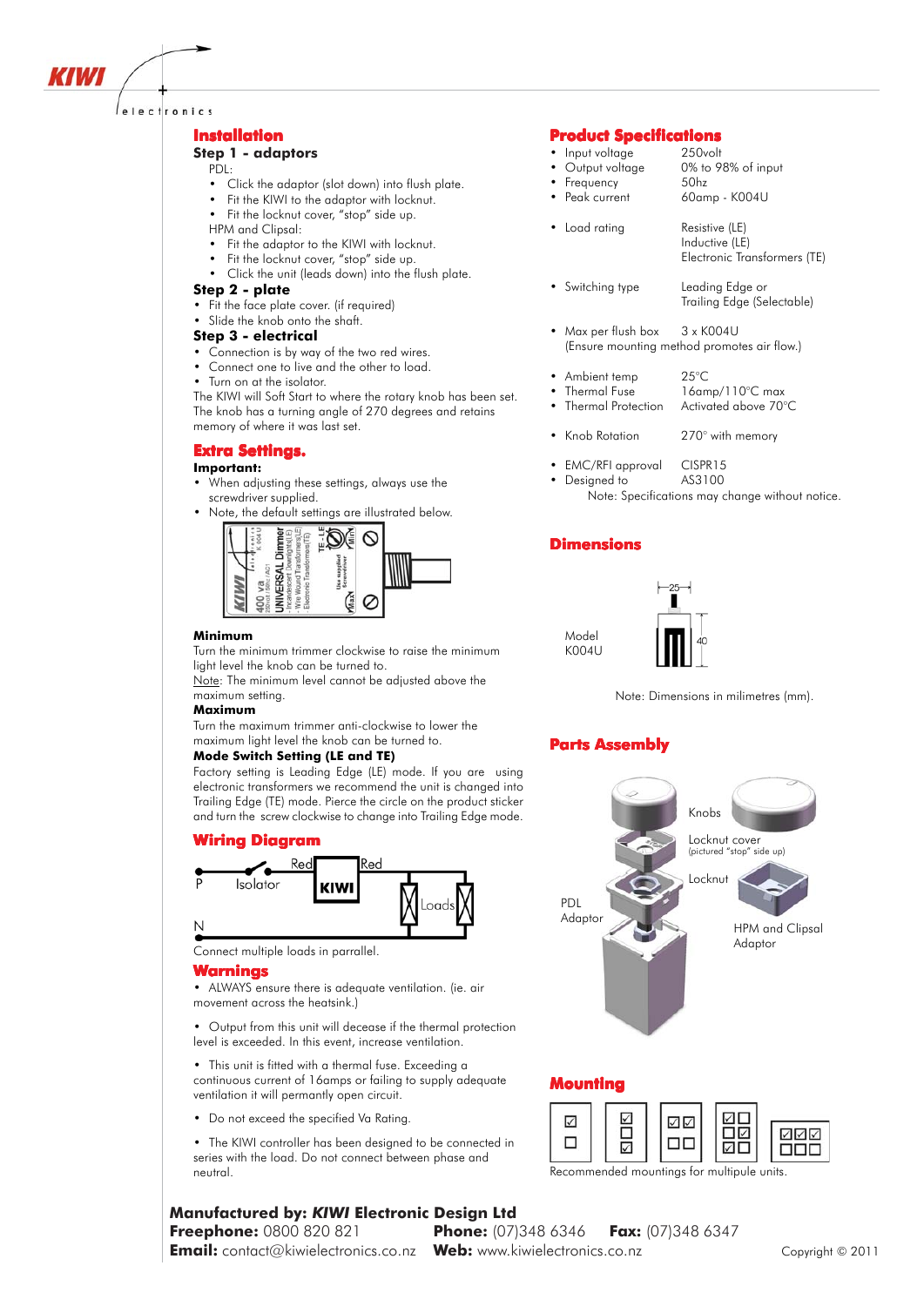KIWI electronics

## Installation

### Step 1 - adaptors

PDL:

- Click the adaptor (slot down) into flush plate.
- Fit the KIWI to the adaptor with locknut.
- Fit the locknut cover, "stop" side up.

HPM and Clipsal:

- Fit the adaptor to the KIWI with locknut.
- Fit the locknut cover, "stop" side up.
- Click the unit (leads down) into the flush plate.

### Step 2 - plate

- Fit the face plate cover. (if required)
- Slide the knob onto the shaft.

### Step 3 - electrical

- Connection is by way of the two red wires.
- Connect one to live and the other to load.
- Turn on at the isolator.

The KIWI will Soft Start to where the rotary knob has been set. The knob has a turning angle of 270 degrees and retains memory of where it was last set.

## Extra Settings.

**Important:**

- When adjusting these settings, always use the screwdriver supplied.
- Note, the default settings are illustrated below.

KIWI electronics K004U
400 va 230V 50Hz AC
UNIVERSAL Dimmer
- Incandescent Downlights(LE)
- Wire Wound Transformers(LE)
- Electronic Transformers(TE)
TE - LE
Use supplied Screwdriver
Min
Max

**Minimum**

Turn the minimum trimmer clockwise to raise the minimum light level the knob can be turned to.
Note: The minimum level cannot be adjusted above the maximum setting.

**Maximum**

Turn the maximum trimmer anti-clockwise to lower the maximum light level the knob can be turned to.

**Mode Switch Setting (LE and TE)**

Factory setting is Leading Edge (LE) mode. If you are using electronic transformers we recommend the unit is changed into Trailing Edge (TE) mode. Pierce the circle on the product sticker and turn the screw clockwise to change into Trailing Edge mode.

## Wiring Diagram

P
Isolator
Red
KIWI
Red
Loads
N

Connect multiple loads in parrallel.

## Warnings

- ALWAYS ensure there is adequate ventilation. (ie. air movement across the heatsink.)
- Output from this unit will decease if the thermal protection level is exceeded. In this event, increase ventilation.
- This unit is fitted with a thermal fuse. Exceeding a continuous current of 16amps or failing to supply adequate ventilation it will permantly open circuit.
- Do not exceed the specified Va Rating.
- The KIWI controller has been designed to be connected in series with the load. Do not connect between phase and neutral.

## Product Specifications

- Input voltage: 250volt
- Output voltage: 0% to 98% of input
- Frequency: 50hz
- Peak current: 60amp - K004U
- Load rating: Resistive (LE), Inductive (LE), Electronic Transformers (TE)
- Switching type: Leading Edge or Trailing Edge (Selectable)
- Max per flush box: 3 x K004U
  (Ensure mounting method promotes air flow.)
- Ambient temp: 25°C
- Thermal Fuse: 16amp/110°C max
- Thermal Protection: Activated above 70°C
- Knob Rotation: 270° with memory
- EMC/RFI approval: CISPR15
- Designed to: AS3100

Note: Specifications may change without notice.

## Dimensions

Model K004U

25

40

Note: Dimensions in milimetres (mm).

## Parts Assembly

Knobs

Locknut cover (pictured "stop" side up)

Locknut

PDL Adaptor

HPM and Clipsal Adaptor

## Mounting

Recommended mountings for multiple units.

**Manufactured by:** ***KIWI*** **Electronic Design Ltd**
**Freephone:** 0800 820 821 **Phone:** (07)348 6346 **Fax:** (07)348 6347
**Email:** contact@kiwielectronics.co.nz **Web:** www.kiwielectronics.co.nz

Copyright © 2011